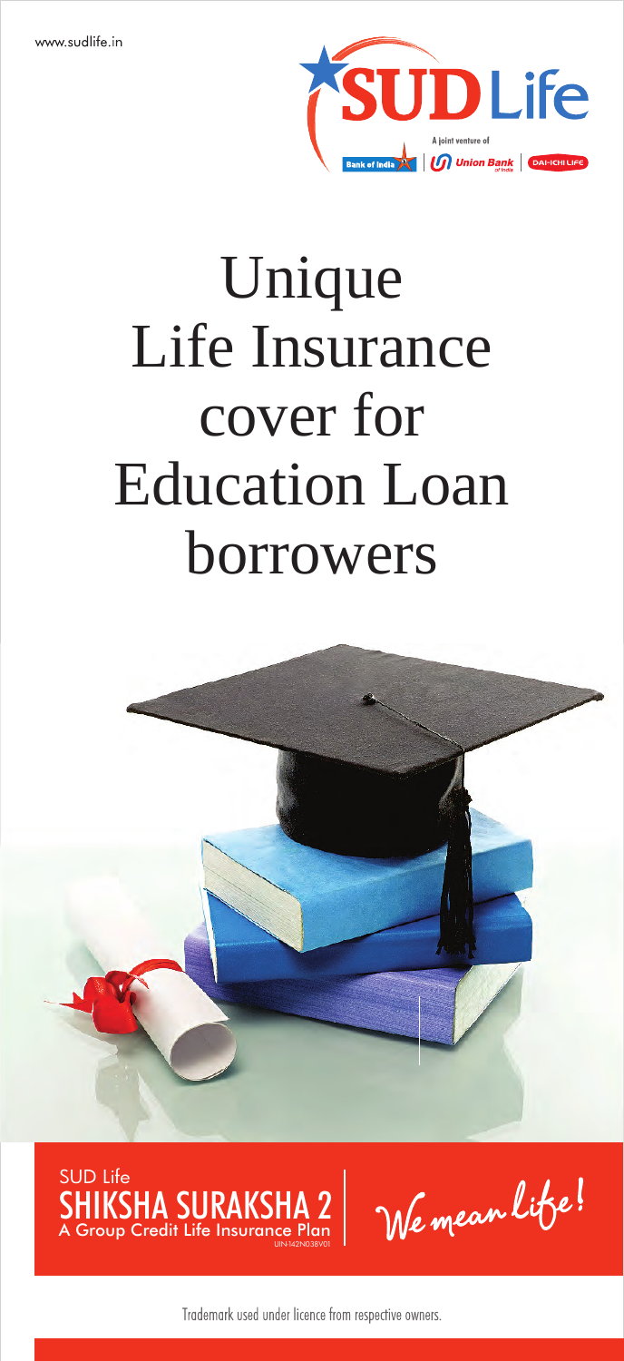www.sudlife.in

SUD Life

A joint venture of Bank of India | Union Bank of India | DAI-ICHI LIFE

# Unique Life Insurance cover for Education Loan borrowers

SUD Life

## SHIKSHA SURAKSHA 2

A Group Credit Life Insurance Plan

UIN-142N038V01

We mean life!

Trademark used under licence from respective owners.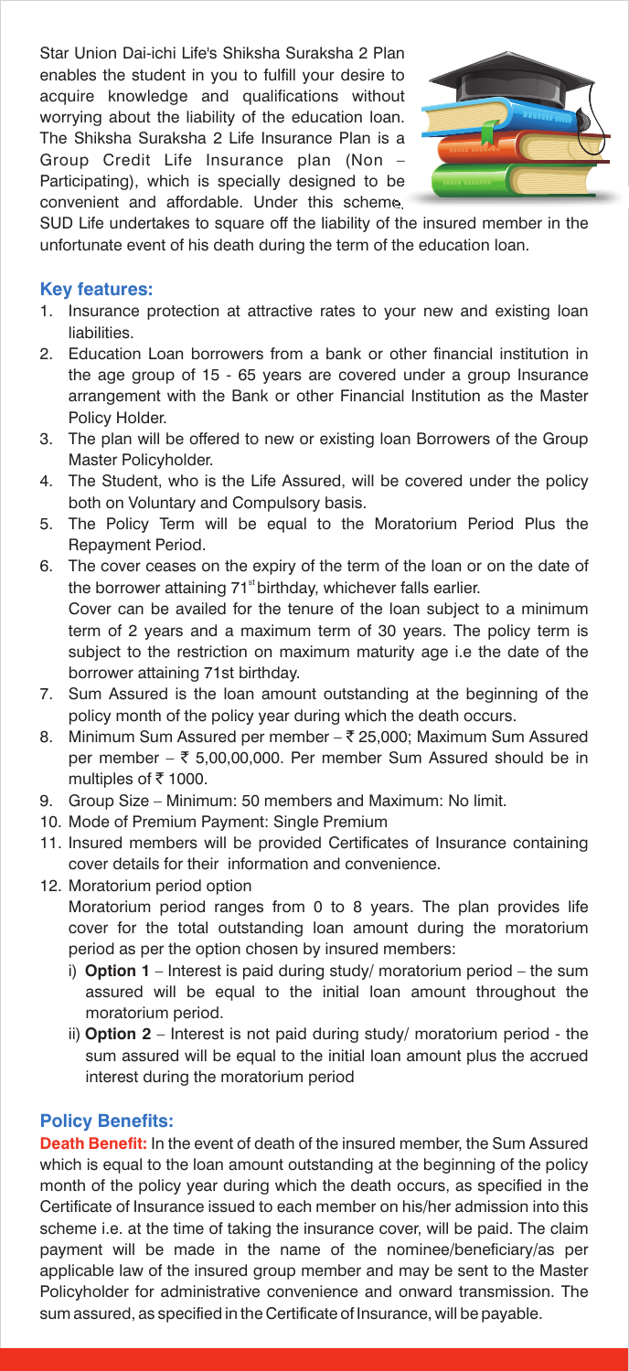Star Union Dai-ichi Life's Shiksha Suraksha 2 Plan enables the student in you to fulfill your desire to acquire knowledge and qualifications without worrying about the liability of the education loan. The Shiksha Suraksha 2 Life Insurance Plan is a Group Credit Life Insurance plan (Non – Participating), which is specially designed to be convenient and affordable. Under this scheme, SUD Life undertakes to square off the liability of the insured member in the unfortunate event of his death during the term of the education loan.

### Key features:

1. Insurance protection at attractive rates to your new and existing loan liabilities.
2. Education Loan borrowers from a bank or other financial institution in the age group of 15 - 65 years are covered under a group Insurance arrangement with the Bank or other Financial Institution as the Master Policy Holder.
3. The plan will be offered to new or existing loan Borrowers of the Group Master Policyholder.
4. The Student, who is the Life Assured, will be covered under the policy both on Voluntary and Compulsory basis.
5. The Policy Term will be equal to the Moratorium Period Plus the Repayment Period.
6. The cover ceases on the expiry of the term of the loan or on the date of the borrower attaining 71st birthday, whichever falls earlier.

   Cover can be availed for the tenure of the loan subject to a minimum term of 2 years and a maximum term of 30 years. The policy term is subject to the restriction on maximum maturity age i.e the date of the borrower attaining 71st birthday.
7. Sum Assured is the loan amount outstanding at the beginning of the policy month of the policy year during which the death occurs.
8. Minimum Sum Assured per member – ₹ 25,000; Maximum Sum Assured per member – ₹ 5,00,00,000. Per member Sum Assured should be in multiples of ₹ 1000.
9. Group Size – Minimum: 50 members and Maximum: No limit.
10. Mode of Premium Payment: Single Premium
11. Insured members will be provided Certificates of Insurance containing cover details for their information and convenience.
12. Moratorium period option

    Moratorium period ranges from 0 to 8 years. The plan provides life cover for the total outstanding loan amount during the moratorium period as per the option chosen by insured members:

    i) **Option 1** – Interest is paid during study/ moratorium period – the sum assured will be equal to the initial loan amount throughout the moratorium period.

    ii) **Option 2** – Interest is not paid during study/ moratorium period - the sum assured will be equal to the initial loan amount plus the accrued interest during the moratorium period

### Policy Benefits:

**Death Benefit:** In the event of death of the insured member, the Sum Assured which is equal to the loan amount outstanding at the beginning of the policy month of the policy year during which the death occurs, as specified in the Certificate of Insurance issued to each member on his/her admission into this scheme i.e. at the time of taking the insurance cover, will be paid. The claim payment will be made in the name of the nominee/beneficiary/as per applicable law of the insured group member and may be sent to the Master Policyholder for administrative convenience and onward transmission. The sum assured, as specified in the Certificate of Insurance, will be payable.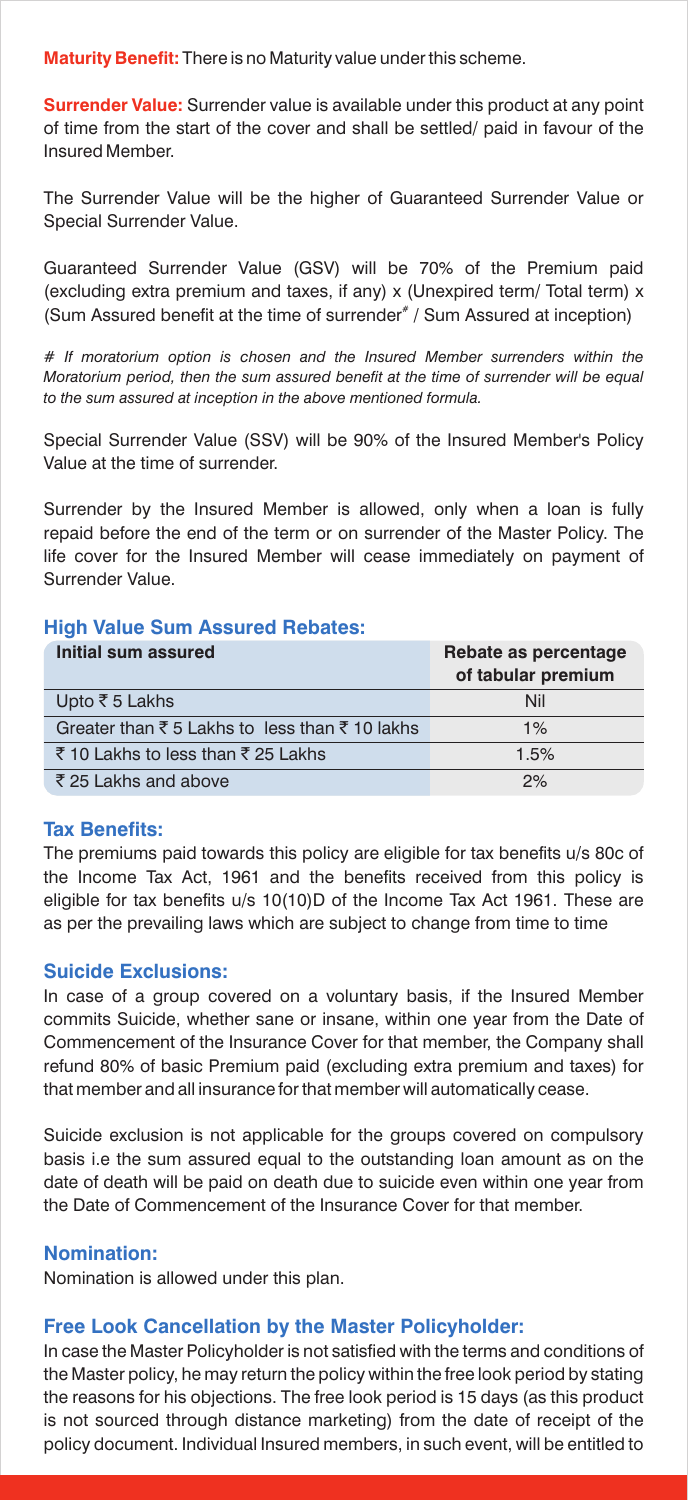**Maturity Benefit:** There is no Maturity value under this scheme.

**Surrender Value:** Surrender value is available under this product at any point of time from the start of the cover and shall be settled/ paid in favour of the Insured Member.

The Surrender Value will be the higher of Guaranteed Surrender Value or Special Surrender Value.

Guaranteed Surrender Value (GSV) will be 70% of the Premium paid (excluding extra premium and taxes, if any) x (Unexpired term/ Total term) x (Sum Assured benefit at the time of surrender# / Sum Assured at inception)

*# If moratorium option is chosen and the Insured Member surrenders within the Moratorium period, then the sum assured benefit at the time of surrender will be equal to the sum assured at inception in the above mentioned formula.*

Special Surrender Value (SSV) will be 90% of the Insured Member's Policy Value at the time of surrender.

Surrender by the Insured Member is allowed, only when a loan is fully repaid before the end of the term or on surrender of the Master Policy. The life cover for the Insured Member will cease immediately on payment of Surrender Value.

### High Value Sum Assured Rebates:

| Initial sum assured | Rebate as percentage of tabular premium |
|---|---|
| Upto ₹ 5 Lakhs | Nil |
| Greater than ₹ 5 Lakhs to less than ₹ 10 lakhs | 1% |
| ₹ 10 Lakhs to less than ₹ 25 Lakhs | 1.5% |
| ₹ 25 Lakhs and above | 2% |

### Tax Benefits:

The premiums paid towards this policy are eligible for tax benefits u/s 80c of the Income Tax Act, 1961 and the benefits received from this policy is eligible for tax benefits u/s 10(10)D of the Income Tax Act 1961. These are as per the prevailing laws which are subject to change from time to time

### Suicide Exclusions:

In case of a group covered on a voluntary basis, if the Insured Member commits Suicide, whether sane or insane, within one year from the Date of Commencement of the Insurance Cover for that member, the Company shall refund 80% of basic Premium paid (excluding extra premium and taxes) for that member and all insurance for that member will automatically cease.

Suicide exclusion is not applicable for the groups covered on compulsory basis i.e the sum assured equal to the outstanding loan amount as on the date of death will be paid on death due to suicide even within one year from the Date of Commencement of the Insurance Cover for that member.

### Nomination:

Nomination is allowed under this plan.

### Free Look Cancellation by the Master Policyholder:

In case the Master Policyholder is not satisfied with the terms and conditions of the Master policy, he may return the policy within the free look period by stating the reasons for his objections. The free look period is 15 days (as this product is not sourced through distance marketing) from the date of receipt of the policy document. Individual Insured members, in such event, will be entitled to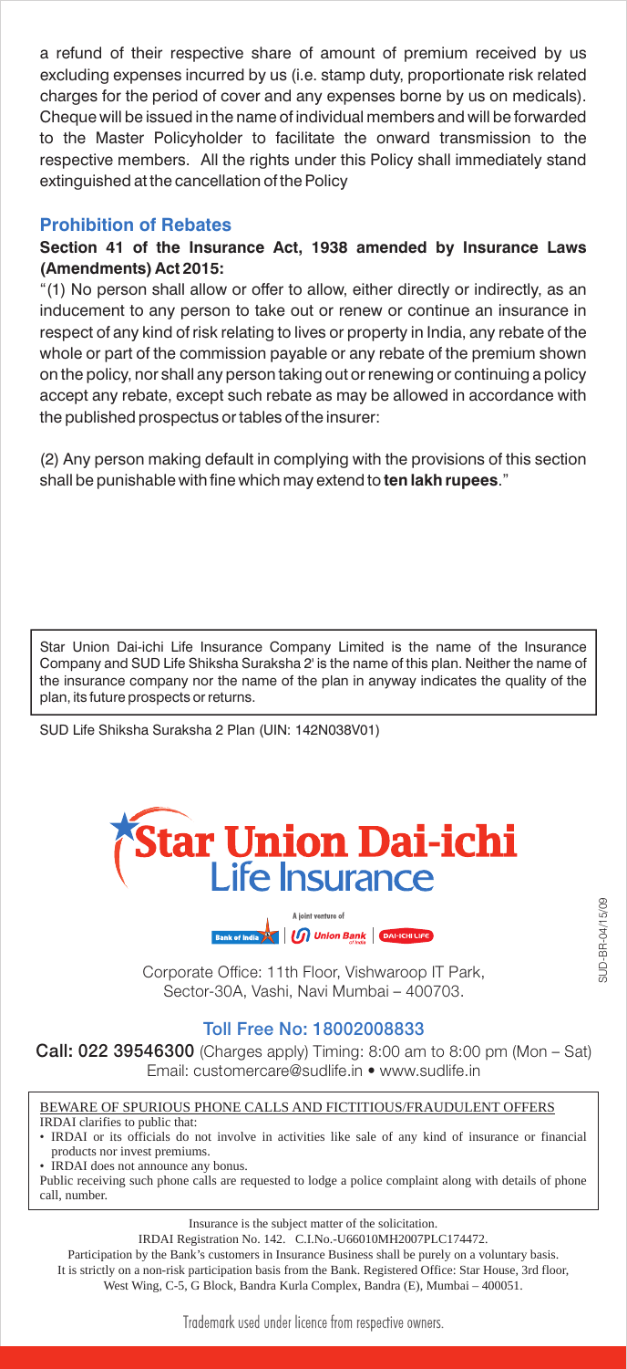a refund of their respective share of amount of premium received by us excluding expenses incurred by us (i.e. stamp duty, proportionate risk related charges for the period of cover and any expenses borne by us on medicals). Cheque will be issued in the name of individual members and will be forwarded to the Master Policyholder to facilitate the onward transmission to the respective members. All the rights under this Policy shall immediately stand extinguished at the cancellation of the Policy

### Prohibition of Rebates

**Section 41 of the Insurance Act, 1938 amended by Insurance Laws (Amendments) Act 2015:**

"(1) No person shall allow or offer to allow, either directly or indirectly, as an inducement to any person to take out or renew or continue an insurance in respect of any kind of risk relating to lives or property in India, any rebate of the whole or part of the commission payable or any rebate of the premium shown on the policy, nor shall any person taking out or renewing or continuing a policy accept any rebate, except such rebate as may be allowed in accordance with the published prospectus or tables of the insurer:

(2) Any person making default in complying with the provisions of this section shall be punishable with fine which may extend to **ten lakh rupees**."

Star Union Dai-ichi Life Insurance Company Limited is the name of the Insurance Company and SUD Life Shiksha Suraksha 2' is the name of this plan. Neither the name of the insurance company nor the name of the plan in anyway indicates the quality of the plan, its future prospects or returns.

SUD Life Shiksha Suraksha 2 Plan (UIN: 142N038V01)

Star Union Dai-ichi Life Insurance

A joint venture of Bank of India | Union Bank of India | DAI-ICHI LIFE

SUD-BR-04/15/09

Corporate Office: 11th Floor, Vishwaroop IT Park, Sector-30A, Vashi, Navi Mumbai – 400703.

**Toll Free No: 18002008833**

**Call: 022 39546300** (Charges apply) Timing: 8:00 am to 8:00 pm (Mon – Sat)
Email: customercare@sudlife.in • www.sudlife.in

BEWARE OF SPURIOUS PHONE CALLS AND FICTITIOUS/FRAUDULENT OFFERS

IRDAI clarifies to public that:

- IRDAI or its officials do not involve in activities like sale of any kind of insurance or financial products nor invest premiums.
- IRDAI does not announce any bonus.

Public receiving such phone calls are requested to lodge a police complaint along with details of phone call, number.

Insurance is the subject matter of the solicitation.
IRDAI Registration No. 142. C.I.No.-U66010MH2007PLC174472.
Participation by the Bank's customers in Insurance Business shall be purely on a voluntary basis.
It is strictly on a non-risk participation basis from the Bank. Registered Office: Star House, 3rd floor, West Wing, C-5, G Block, Bandra Kurla Complex, Bandra (E), Mumbai – 400051.

Trademark used under licence from respective owners.